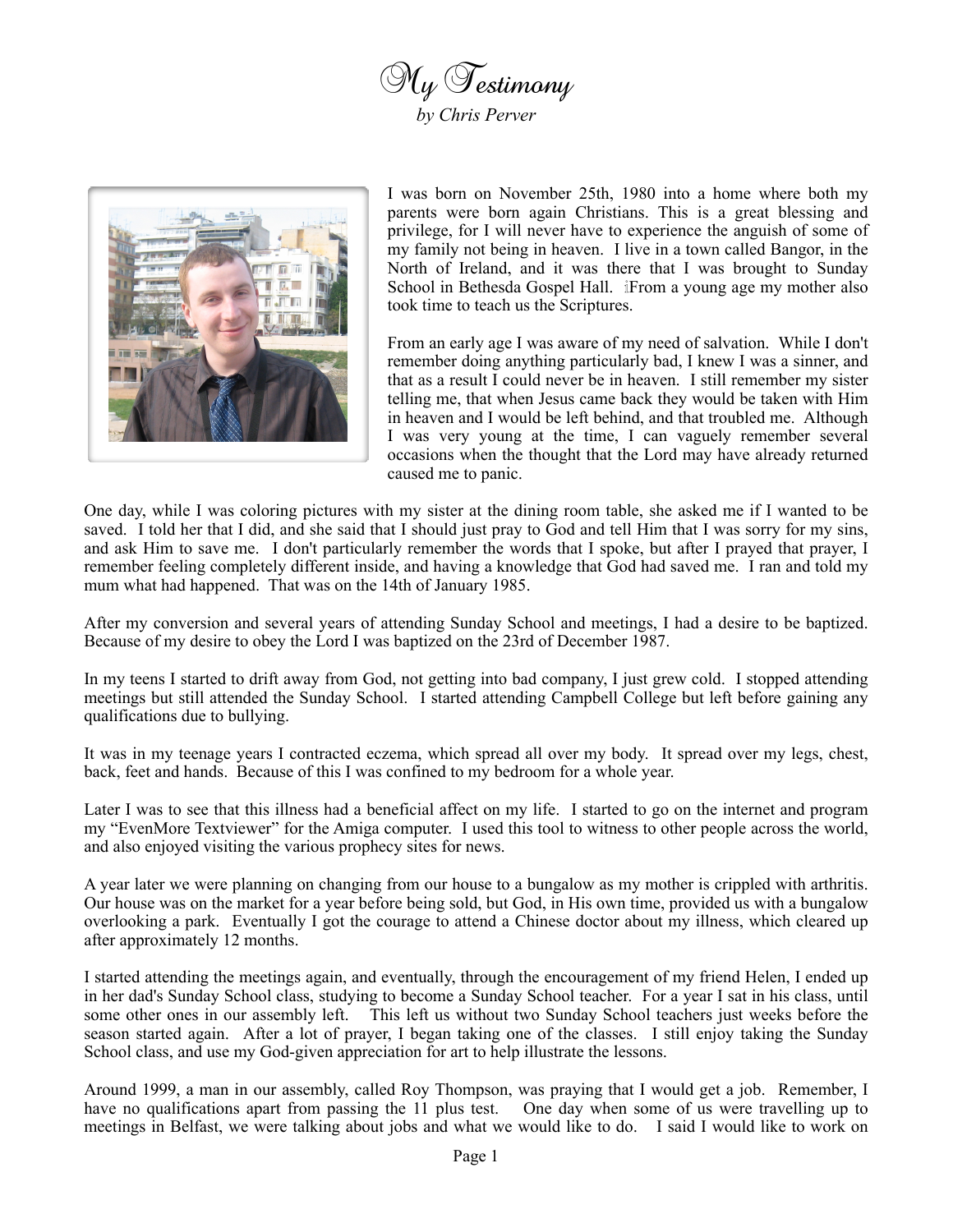# My Testimony

*by Chris Perver*

I was born on November 25th, 1980 into a home where both my parents were born again Christians. This is a great blessing and privilege, for I will never have to experience the anguish of some of my family not being in heaven. I live in a town called Bangor, in the North of Ireland, and it was there that I was brought to Sunday School in Bethesda Gospel Hall. From a young age my mother also took time to teach us the Scriptures.

From an early age I was aware of my need of salvation. While I don't remember doing anything particularly bad, I knew I was a sinner, and that as a result I could never be in heaven. I still remember my sister telling me, that when Jesus came back they would be taken with Him in heaven and I would be left behind, and that troubled me. Although I was very young at the time, I can vaguely remember several occasions when the thought that the Lord may have already returned caused me to panic.

One day, while I was coloring pictures with my sister at the dining room table, she asked me if I wanted to be saved. I told her that I did, and she said that I should just pray to God and tell Him that I was sorry for my sins, and ask Him to save me. I don't particularly remember the words that I spoke, but after I prayed that prayer, I remember feeling completely different inside, and having a knowledge that God had saved me. I ran and told my mum what had happened. That was on the 14th of January 1985.

After my conversion and several years of attending Sunday School and meetings, I had a desire to be baptized. Because of my desire to obey the Lord I was baptized on the 23rd of December 1987.

In my teens I started to drift away from God, not getting into bad company, I just grew cold. I stopped attending meetings but still attended the Sunday School. I started attending Campbell College but left before gaining any qualifications due to bullying.

It was in my teenage years I contracted eczema, which spread all over my body. It spread over my legs, chest, back, feet and hands. Because of this I was confined to my bedroom for a whole year.

Later I was to see that this illness had a beneficial affect on my life. I started to go on the internet and program my "EvenMore Textviewer" for the Amiga computer. I used this tool to witness to other people across the world, and also enjoyed visiting the various prophecy sites for news.

A year later we were planning on changing from our house to a bungalow as my mother is crippled with arthritis. Our house was on the market for a year before being sold, but God, in His own time, provided us with a bungalow overlooking a park. Eventually I got the courage to attend a Chinese doctor about my illness, which cleared up after approximately 12 months.

I started attending the meetings again, and eventually, through the encouragement of my friend Helen, I ended up in her dad's Sunday School class, studying to become a Sunday School teacher. For a year I sat in his class, until some other ones in our assembly left. This left us without two Sunday School teachers just weeks before the season started again. After a lot of prayer, I began taking one of the classes. I still enjoy taking the Sunday School class, and use my God-given appreciation for art to help illustrate the lessons.

Around 1999, a man in our assembly, called Roy Thompson, was praying that I would get a job. Remember, I have no qualifications apart from passing the 11 plus test. One day when some of us were travelling up to meetings in Belfast, we were talking about jobs and what we would like to do. I said I would like to work on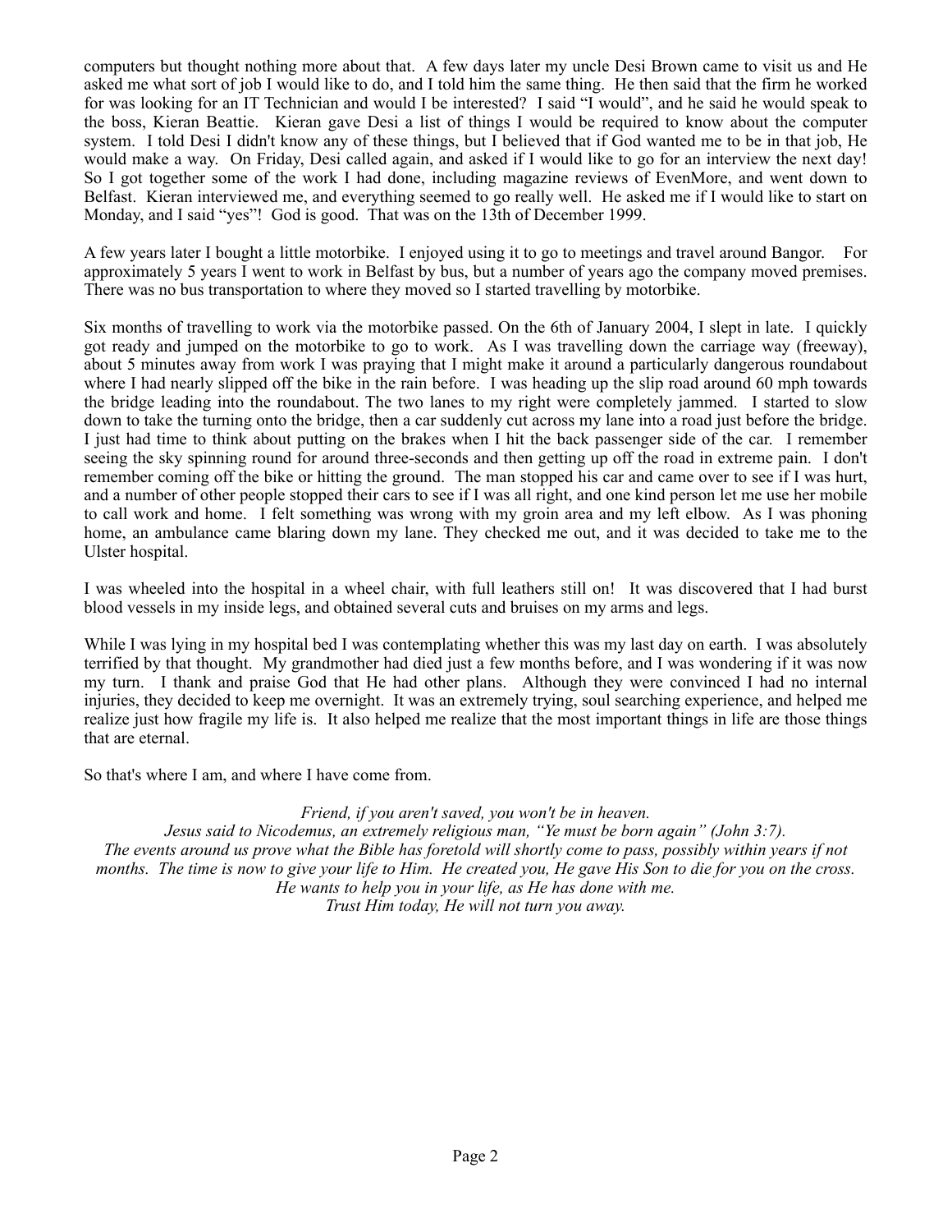computers but thought nothing more about that. A few days later my uncle Desi Brown came to visit us and He asked me what sort of job I would like to do, and I told him the same thing. He then said that the firm he worked for was looking for an IT Technician and would I be interested? I said "I would", and he said he would speak to the boss, Kieran Beattie. Kieran gave Desi a list of things I would be required to know about the computer system. I told Desi I didn't know any of these things, but I believed that if God wanted me to be in that job, He would make a way. On Friday, Desi called again, and asked if I would like to go for an interview the next day! So I got together some of the work I had done, including magazine reviews of EvenMore, and went down to Belfast. Kieran interviewed me, and everything seemed to go really well. He asked me if I would like to start on Monday, and I said "yes"! God is good. That was on the 13th of December 1999.

A few years later I bought a little motorbike. I enjoyed using it to go to meetings and travel around Bangor. For approximately 5 years I went to work in Belfast by bus, but a number of years ago the company moved premises. There was no bus transportation to where they moved so I started travelling by motorbike.

Six months of travelling to work via the motorbike passed. On the 6th of January 2004, I slept in late. I quickly got ready and jumped on the motorbike to go to work. As I was travelling down the carriage way (freeway), about 5 minutes away from work I was praying that I might make it around a particularly dangerous roundabout where I had nearly slipped off the bike in the rain before. I was heading up the slip road around 60 mph towards the bridge leading into the roundabout. The two lanes to my right were completely jammed. I started to slow down to take the turning onto the bridge, then a car suddenly cut across my lane into a road just before the bridge. I just had time to think about putting on the brakes when I hit the back passenger side of the car. I remember seeing the sky spinning round for around three-seconds and then getting up off the road in extreme pain. I don't remember coming off the bike or hitting the ground. The man stopped his car and came over to see if I was hurt, and a number of other people stopped their cars to see if I was all right, and one kind person let me use her mobile to call work and home. I felt something was wrong with my groin area and my left elbow. As I was phoning home, an ambulance came blaring down my lane. They checked me out, and it was decided to take me to the Ulster hospital.

I was wheeled into the hospital in a wheel chair, with full leathers still on! It was discovered that I had burst blood vessels in my inside legs, and obtained several cuts and bruises on my arms and legs.

While I was lying in my hospital bed I was contemplating whether this was my last day on earth. I was absolutely terrified by that thought. My grandmother had died just a few months before, and I was wondering if it was now my turn. I thank and praise God that He had other plans. Although they were convinced I had no internal injuries, they decided to keep me overnight. It was an extremely trying, soul searching experience, and helped me realize just how fragile my life is. It also helped me realize that the most important things in life are those things that are eternal.

So that's where I am, and where I have come from.

*Friend, if you aren't saved, you won't be in heaven.*
*Jesus said to Nicodemus, an extremely religious man, "Ye must be born again" (John 3:7).*
*The events around us prove what the Bible has foretold will shortly come to pass, possibly within years if not months. The time is now to give your life to Him. He created you, He gave His Son to die for you on the cross.*
*He wants to help you in your life, as He has done with me.*
*Trust Him today, He will not turn you away.*